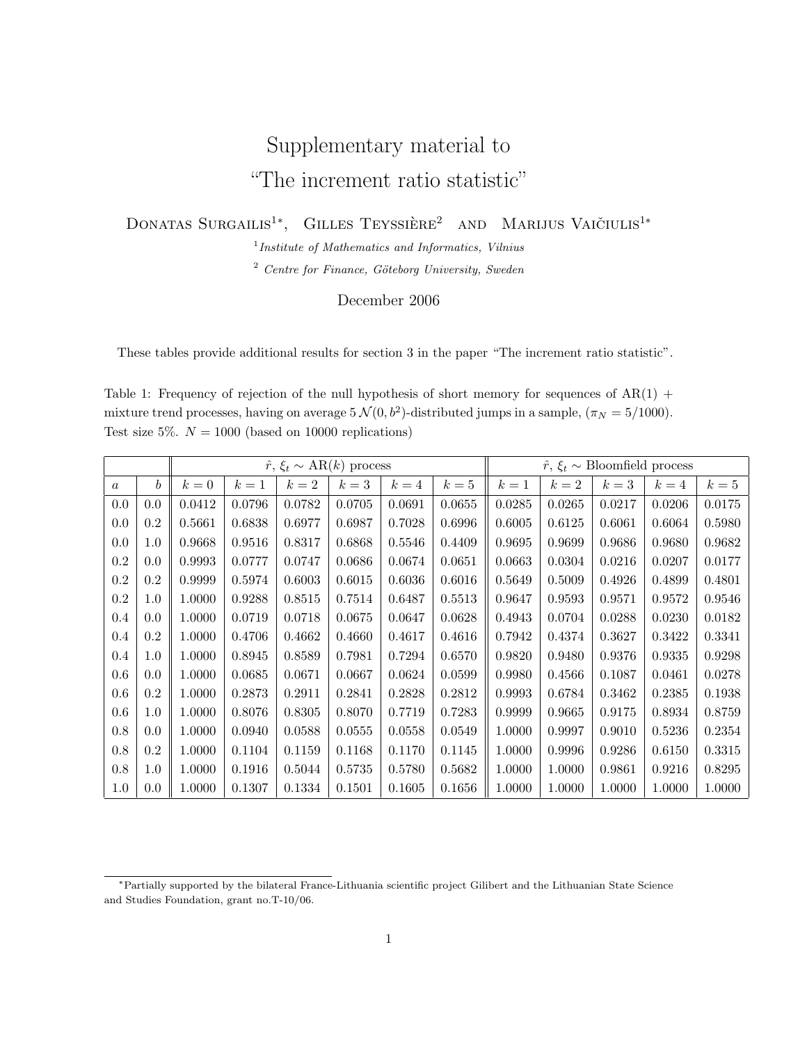# Supplementary material to "The increment ratio statistic"

Donatas Surgailis[1*], Gilles Teyssière[2] and Marijus Vaičiulis[1*]

[1] *Institute of Mathematics and Informatics, Vilnius*

[2] *Centre for Finance, Göteborg University, Sweden*

December 2006

These tables provide additional results for section 3 in the paper "The increment ratio statistic".

Table 1: Frequency of rejection of the null hypothesis of short memory for sequences of AR(1) + mixture trend processes, having on average $5\,\mathcal{N}(0, b^2)$-distributed jumps in a sample, ($\pi_N = 5/1000$). Test size 5%. $N = 1000$ (based on 10000 replications)

| | | $\hat{r}$, $\xi_t \sim$ AR($k$) process | | | | | | $\hat{r}$, $\xi_t \sim$ Bloomfield process | | | | |
|---|---|---|---|---|---|---|---|---|---|---|---|---|
| $a$ | $b$ | $k=0$ | $k=1$ | $k=2$ | $k=3$ | $k=4$ | $k=5$ | $k=1$ | $k=2$ | $k=3$ | $k=4$ | $k=5$ |
| 0.0 | 0.0 | 0.0412 | 0.0796 | 0.0782 | 0.0705 | 0.0691 | 0.0655 | 0.0285 | 0.0265 | 0.0217 | 0.0206 | 0.0175 |
| 0.0 | 0.2 | 0.5661 | 0.6838 | 0.6977 | 0.6987 | 0.7028 | 0.6996 | 0.6005 | 0.6125 | 0.6061 | 0.6064 | 0.5980 |
| 0.0 | 1.0 | 0.9668 | 0.9516 | 0.8317 | 0.6868 | 0.5546 | 0.4409 | 0.9695 | 0.9699 | 0.9686 | 0.9680 | 0.9682 |
| 0.2 | 0.0 | 0.9993 | 0.0777 | 0.0747 | 0.0686 | 0.0674 | 0.0651 | 0.0663 | 0.0304 | 0.0216 | 0.0207 | 0.0177 |
| 0.2 | 0.2 | 0.9999 | 0.5974 | 0.6003 | 0.6015 | 0.6036 | 0.6016 | 0.5649 | 0.5009 | 0.4926 | 0.4899 | 0.4801 |
| 0.2 | 1.0 | 1.0000 | 0.9288 | 0.8515 | 0.7514 | 0.6487 | 0.5513 | 0.9647 | 0.9593 | 0.9571 | 0.9572 | 0.9546 |
| 0.4 | 0.0 | 1.0000 | 0.0719 | 0.0718 | 0.0675 | 0.0647 | 0.0628 | 0.4943 | 0.0704 | 0.0288 | 0.0230 | 0.0182 |
| 0.4 | 0.2 | 1.0000 | 0.4706 | 0.4662 | 0.4660 | 0.4617 | 0.4616 | 0.7942 | 0.4374 | 0.3627 | 0.3422 | 0.3341 |
| 0.4 | 1.0 | 1.0000 | 0.8945 | 0.8589 | 0.7981 | 0.7294 | 0.6570 | 0.9820 | 0.9480 | 0.9376 | 0.9335 | 0.9298 |
| 0.6 | 0.0 | 1.0000 | 0.0685 | 0.0671 | 0.0667 | 0.0624 | 0.0599 | 0.9980 | 0.4566 | 0.1087 | 0.0461 | 0.0278 |
| 0.6 | 0.2 | 1.0000 | 0.2873 | 0.2911 | 0.2841 | 0.2828 | 0.2812 | 0.9993 | 0.6784 | 0.3462 | 0.2385 | 0.1938 |
| 0.6 | 1.0 | 1.0000 | 0.8076 | 0.8305 | 0.8070 | 0.7719 | 0.7283 | 0.9999 | 0.9665 | 0.9175 | 0.8934 | 0.8759 |
| 0.8 | 0.0 | 1.0000 | 0.0940 | 0.0588 | 0.0555 | 0.0558 | 0.0549 | 1.0000 | 0.9997 | 0.9010 | 0.5236 | 0.2354 |
| 0.8 | 0.2 | 1.0000 | 0.1104 | 0.1159 | 0.1168 | 0.1170 | 0.1145 | 1.0000 | 0.9996 | 0.9286 | 0.6150 | 0.3315 |
| 0.8 | 1.0 | 1.0000 | 0.1916 | 0.5044 | 0.5735 | 0.5780 | 0.5682 | 1.0000 | 1.0000 | 0.9861 | 0.9216 | 0.8295 |
| 1.0 | 0.0 | 1.0000 | 0.1307 | 0.1334 | 0.1501 | 0.1605 | 0.1656 | 1.0000 | 1.0000 | 1.0000 | 1.0000 | 1.0000 |

*Partially supported by the bilateral France-Lithuania scientific project Gilibert and the Lithuanian State Science and Studies Foundation, grant no.T-10/06.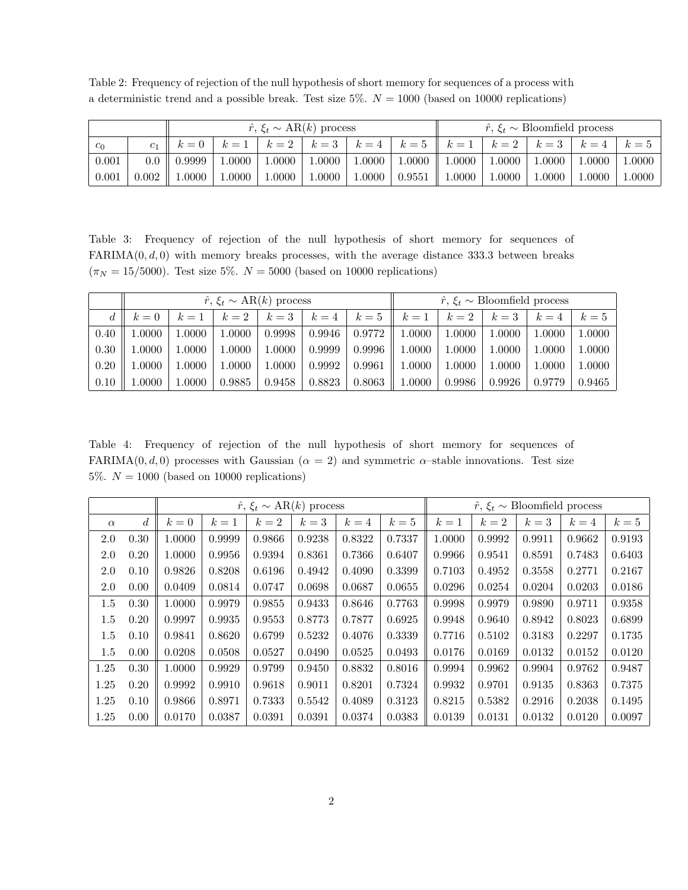Table 2: Frequency of rejection of the null hypothesis of short memory for sequences of a process with a deterministic trend and a possible break. Test size 5%. $N = 1000$ (based on 10000 replications)

| | | $\hat{r}$, $\xi_t \sim$ AR($k$) process | | | | | | $\hat{r}$, $\xi_t \sim$ Bloomfield process | | | | |
|---|---|---|---|---|---|---|---|---|---|---|---|---|
| $c_0$ | $c_1$ | $k=0$ | $k=1$ | $k=2$ | $k=3$ | $k=4$ | $k=5$ | $k=1$ | $k=2$ | $k=3$ | $k=4$ | $k=5$ |
| 0.001 | 0.0 | 0.9999 | 1.0000 | 1.0000 | 1.0000 | 1.0000 | 1.0000 | 1.0000 | 1.0000 | 1.0000 | 1.0000 | 1.0000 |
| 0.001 | 0.002 | 1.0000 | 1.0000 | 1.0000 | 1.0000 | 1.0000 | 0.9551 | 1.0000 | 1.0000 | 1.0000 | 1.0000 | 1.0000 |

Table 3: Frequency of rejection of the null hypothesis of short memory for sequences of FARIMA$(0, d, 0)$ with memory breaks processes, with the average distance 333.3 between breaks ($\pi_N = 15/5000$). Test size 5%. $N = 5000$ (based on 10000 replications)

| | $\hat{r}$, $\xi_t \sim$ AR($k$) process | | | | | | $\hat{r}$, $\xi_t \sim$ Bloomfield process | | | | |
|---|---|---|---|---|---|---|---|---|---|---|---|
| $d$ | $k=0$ | $k=1$ | $k=2$ | $k=3$ | $k=4$ | $k=5$ | $k=1$ | $k=2$ | $k=3$ | $k=4$ | $k=5$ |
| 0.40 | 1.0000 | 1.0000 | 1.0000 | 0.9998 | 0.9946 | 0.9772 | 1.0000 | 1.0000 | 1.0000 | 1.0000 | 1.0000 |
| 0.30 | 1.0000 | 1.0000 | 1.0000 | 1.0000 | 0.9999 | 0.9996 | 1.0000 | 1.0000 | 1.0000 | 1.0000 | 1.0000 |
| 0.20 | 1.0000 | 1.0000 | 1.0000 | 1.0000 | 0.9992 | 0.9961 | 1.0000 | 1.0000 | 1.0000 | 1.0000 | 1.0000 |
| 0.10 | 1.0000 | 1.0000 | 0.9885 | 0.9458 | 0.8823 | 0.8063 | 1.0000 | 0.9986 | 0.9926 | 0.9779 | 0.9465 |

Table 4: Frequency of rejection of the null hypothesis of short memory for sequences of FARIMA$(0, d, 0)$ processes with Gaussian ($\alpha = 2$) and symmetric $\alpha$–stable innovations. Test size 5%. $N = 1000$ (based on 10000 replications)

| | | $\hat{r}$, $\xi_t \sim$ AR($k$) process | | | | | | $\hat{r}$, $\xi_t \sim$ Bloomfield process | | | | |
|---|---|---|---|---|---|---|---|---|---|---|---|---|
| $\alpha$ | $d$ | $k=0$ | $k=1$ | $k=2$ | $k=3$ | $k=4$ | $k=5$ | $k=1$ | $k=2$ | $k=3$ | $k=4$ | $k=5$ |
| 2.0 | 0.30 | 1.0000 | 0.9999 | 0.9866 | 0.9238 | 0.8322 | 0.7337 | 1.0000 | 0.9992 | 0.9911 | 0.9662 | 0.9193 |
| 2.0 | 0.20 | 1.0000 | 0.9956 | 0.9394 | 0.8361 | 0.7366 | 0.6407 | 0.9966 | 0.9541 | 0.8591 | 0.7483 | 0.6403 |
| 2.0 | 0.10 | 0.9826 | 0.8208 | 0.6196 | 0.4942 | 0.4090 | 0.3399 | 0.7103 | 0.4952 | 0.3558 | 0.2771 | 0.2167 |
| 2.0 | 0.00 | 0.0409 | 0.0814 | 0.0747 | 0.0698 | 0.0687 | 0.0655 | 0.0296 | 0.0254 | 0.0204 | 0.0203 | 0.0186 |
| 1.5 | 0.30 | 1.0000 | 0.9979 | 0.9855 | 0.9433 | 0.8646 | 0.7763 | 0.9998 | 0.9979 | 0.9890 | 0.9711 | 0.9358 |
| 1.5 | 0.20 | 0.9997 | 0.9935 | 0.9553 | 0.8773 | 0.7877 | 0.6925 | 0.9948 | 0.9640 | 0.8942 | 0.8023 | 0.6899 |
| 1.5 | 0.10 | 0.9841 | 0.8620 | 0.6799 | 0.5232 | 0.4076 | 0.3339 | 0.7716 | 0.5102 | 0.3183 | 0.2297 | 0.1735 |
| 1.5 | 0.00 | 0.0208 | 0.0508 | 0.0527 | 0.0490 | 0.0525 | 0.0493 | 0.0176 | 0.0169 | 0.0132 | 0.0152 | 0.0120 |
| 1.25 | 0.30 | 1.0000 | 0.9929 | 0.9799 | 0.9450 | 0.8832 | 0.8016 | 0.9994 | 0.9962 | 0.9904 | 0.9762 | 0.9487 |
| 1.25 | 0.20 | 0.9992 | 0.9910 | 0.9618 | 0.9011 | 0.8201 | 0.7324 | 0.9932 | 0.9701 | 0.9135 | 0.8363 | 0.7375 |
| 1.25 | 0.10 | 0.9866 | 0.8971 | 0.7333 | 0.5542 | 0.4089 | 0.3123 | 0.8215 | 0.5382 | 0.2916 | 0.2038 | 0.1495 |
| 1.25 | 0.00 | 0.0170 | 0.0387 | 0.0391 | 0.0391 | 0.0374 | 0.0383 | 0.0139 | 0.0131 | 0.0132 | 0.0120 | 0.0097 |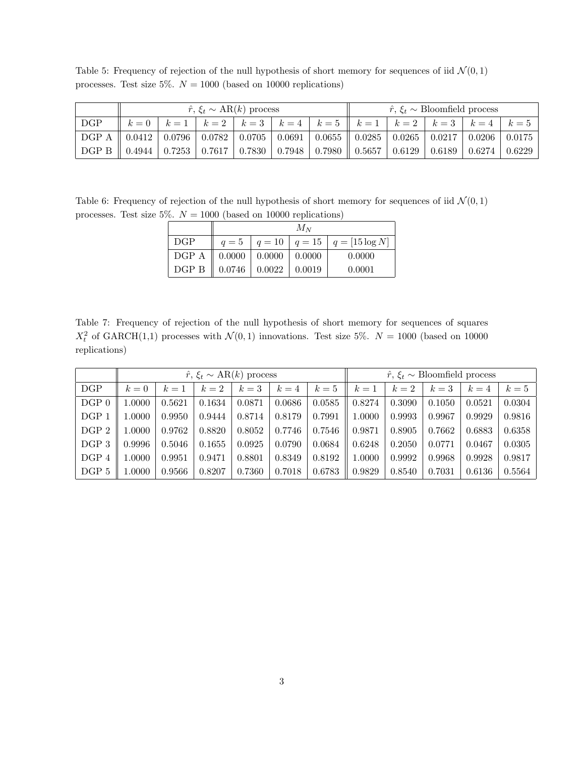Table 5: Frequency of rejection of the null hypothesis of short memory for sequences of iid $\mathcal{N}(0,1)$ processes. Test size 5%. $N = 1000$ (based on 10000 replications)

| | $\hat{r}$, $\xi_t \sim$ AR($k$) process | | | | | | $\hat{r}$, $\xi_t \sim$ Bloomfield process | | | | |
|---|---|---|---|---|---|---|---|---|---|---|---|
| DGP | $k=0$ | $k=1$ | $k=2$ | $k=3$ | $k=4$ | $k=5$ | $k=1$ | $k=2$ | $k=3$ | $k=4$ | $k=5$ |
| DGP A | 0.0412 | 0.0796 | 0.0782 | 0.0705 | 0.0691 | 0.0655 | 0.0285 | 0.0265 | 0.0217 | 0.0206 | 0.0175 |
| DGP B | 0.4944 | 0.7253 | 0.7617 | 0.7830 | 0.7948 | 0.7980 | 0.5657 | 0.6129 | 0.6189 | 0.6274 | 0.6229 |

Table 6: Frequency of rejection of the null hypothesis of short memory for sequences of iid $\mathcal{N}(0,1)$ processes. Test size 5%. $N = 1000$ (based on 10000 replications)

| | $M_N$ | | | |
|---|---|---|---|---|
| DGP | $q=5$ | $q=10$ | $q=15$ | $q=[15\log N]$ |
| DGP A | 0.0000 | 0.0000 | 0.0000 | 0.0000 |
| DGP B | 0.0746 | 0.0022 | 0.0019 | 0.0001 |

Table 7: Frequency of rejection of the null hypothesis of short memory for sequences of squares $X_t^2$ of GARCH(1,1) processes with $\mathcal{N}(0,1)$ innovations. Test size 5%. $N = 1000$ (based on 10000 replications)

| | $\hat{r}$, $\xi_t \sim$ AR($k$) process | | | | | | $\hat{r}$, $\xi_t \sim$ Bloomfield process | | | | |
|---|---|---|---|---|---|---|---|---|---|---|---|
| DGP | $k=0$ | $k=1$ | $k=2$ | $k=3$ | $k=4$ | $k=5$ | $k=1$ | $k=2$ | $k=3$ | $k=4$ | $k=5$ |
| DGP 0 | 1.0000 | 0.5621 | 0.1634 | 0.0871 | 0.0686 | 0.0585 | 0.8274 | 0.3090 | 0.1050 | 0.0521 | 0.0304 |
| DGP 1 | 1.0000 | 0.9950 | 0.9444 | 0.8714 | 0.8179 | 0.7991 | 1.0000 | 0.9993 | 0.9967 | 0.9929 | 0.9816 |
| DGP 2 | 1.0000 | 0.9762 | 0.8820 | 0.8052 | 0.7746 | 0.7546 | 0.9871 | 0.8905 | 0.7662 | 0.6883 | 0.6358 |
| DGP 3 | 0.9996 | 0.5046 | 0.1655 | 0.0925 | 0.0790 | 0.0684 | 0.6248 | 0.2050 | 0.0771 | 0.0467 | 0.0305 |
| DGP 4 | 1.0000 | 0.9951 | 0.9471 | 0.8801 | 0.8349 | 0.8192 | 1.0000 | 0.9992 | 0.9968 | 0.9928 | 0.9817 |
| DGP 5 | 1.0000 | 0.9566 | 0.8207 | 0.7360 | 0.7018 | 0.6783 | 0.9829 | 0.8540 | 0.7031 | 0.6136 | 0.5564 |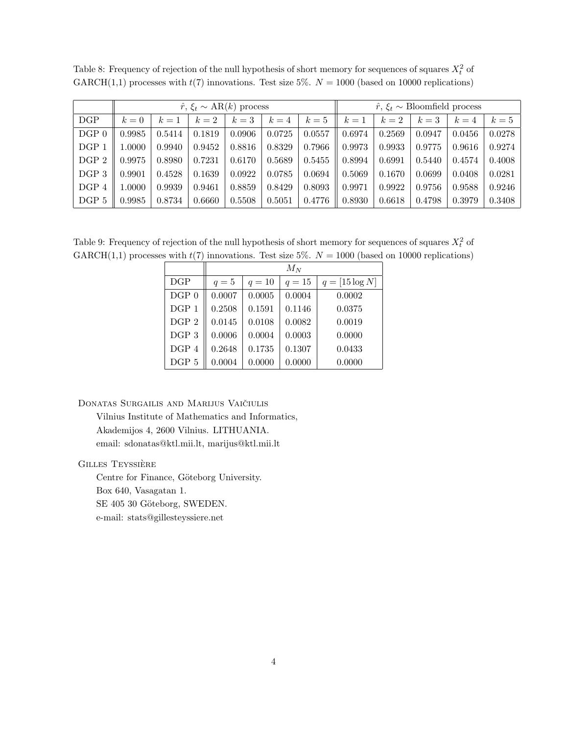Table 8: Frequency of rejection of the null hypothesis of short memory for sequences of squares $X_t^2$ of GARCH(1,1) processes with $t(7)$ innovations. Test size 5%. $N = 1000$ (based on 10000 replications)

| | $\hat{r}$, $\xi_t \sim$ AR($k$) process | | | | | | $\hat{r}$, $\xi_t \sim$ Bloomfield process | | | | |
|---|---|---|---|---|---|---|---|---|---|---|---|
| DGP | $k=0$ | $k=1$ | $k=2$ | $k=3$ | $k=4$ | $k=5$ | $k=1$ | $k=2$ | $k=3$ | $k=4$ | $k=5$ |
| DGP 0 | 0.9985 | 0.5414 | 0.1819 | 0.0906 | 0.0725 | 0.0557 | 0.6974 | 0.2569 | 0.0947 | 0.0456 | 0.0278 |
| DGP 1 | 1.0000 | 0.9940 | 0.9452 | 0.8816 | 0.8329 | 0.7966 | 0.9973 | 0.9933 | 0.9775 | 0.9616 | 0.9274 |
| DGP 2 | 0.9975 | 0.8980 | 0.7231 | 0.6170 | 0.5689 | 0.5455 | 0.8994 | 0.6991 | 0.5440 | 0.4574 | 0.4008 |
| DGP 3 | 0.9901 | 0.4528 | 0.1639 | 0.0922 | 0.0785 | 0.0694 | 0.5069 | 0.1670 | 0.0699 | 0.0408 | 0.0281 |
| DGP 4 | 1.0000 | 0.9939 | 0.9461 | 0.8859 | 0.8429 | 0.8093 | 0.9971 | 0.9922 | 0.9756 | 0.9588 | 0.9246 |
| DGP 5 | 0.9985 | 0.8734 | 0.6660 | 0.5508 | 0.5051 | 0.4776 | 0.8930 | 0.6618 | 0.4798 | 0.3979 | 0.3408 |

Table 9: Frequency of rejection of the null hypothesis of short memory for sequences of squares $X_t^2$ of GARCH(1,1) processes with $t(7)$ innovations. Test size 5%. $N = 1000$ (based on 10000 replications)

| | $M_N$ | | | |
|---|---|---|---|---|
| DGP | $q=5$ | $q=10$ | $q=15$ | $q=[15\log N]$ |
| DGP 0 | 0.0007 | 0.0005 | 0.0004 | 0.0002 |
| DGP 1 | 0.2508 | 0.1591 | 0.1146 | 0.0375 |
| DGP 2 | 0.0145 | 0.0108 | 0.0082 | 0.0019 |
| DGP 3 | 0.0006 | 0.0004 | 0.0003 | 0.0000 |
| DGP 4 | 0.2648 | 0.1735 | 0.1307 | 0.0433 |
| DGP 5 | 0.0004 | 0.0000 | 0.0000 | 0.0000 |

Donatas Surgailis and Marijus Vaičiulis
Vilnius Institute of Mathematics and Informatics,
Akademijos 4, 2600 Vilnius. LITHUANIA.
email: sdonatas@ktl.mii.lt, marijus@ktl.mii.lt

Gilles Teyssière
Centre for Finance, Göteborg University.
Box 640, Vasagatan 1.
SE 405 30 Göteborg, SWEDEN.
e-mail: stats@gillesteyssiere.net